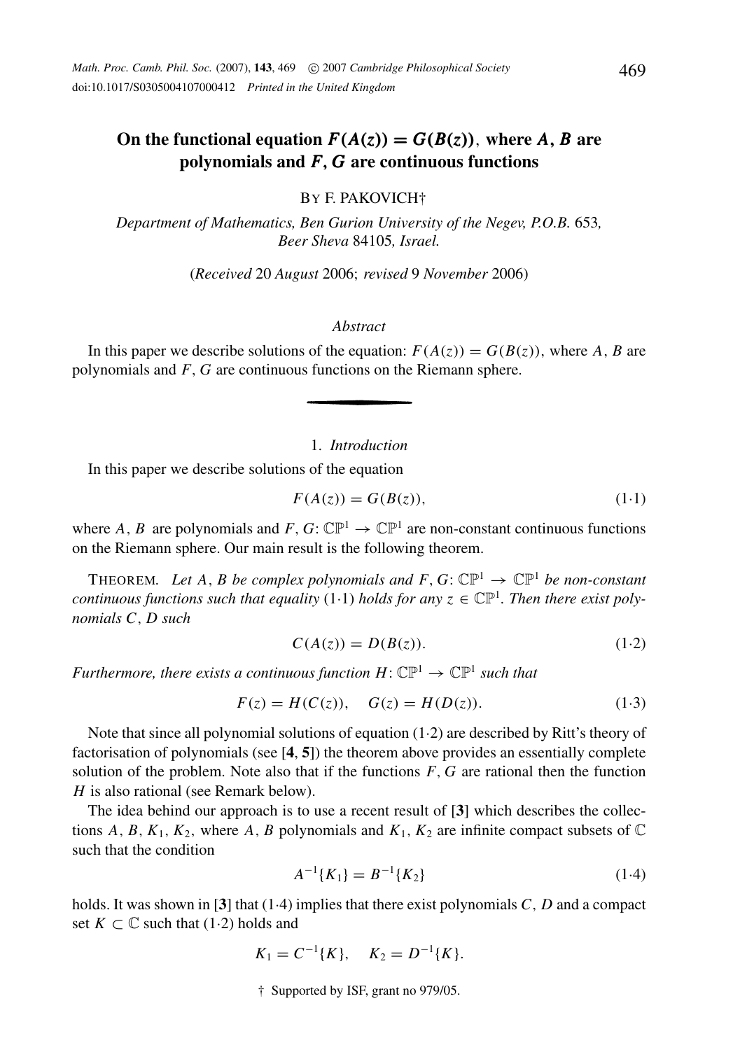# On the functional equation $F(A(z)) = G(B(z))$, where $A, B$ are polynomials and $F, G$ are continuous functions

BY F. PAKOVICH†

*Department of Mathematics, Ben Gurion University of the Negev, P.O.B. 653, Beer Sheva 84105, Israel.*

(*Received* 20 *August* 2006; *revised* 9 *November* 2006)

*Abstract*

In this paper we describe solutions of the equation: $F(A(z)) = G(B(z))$, where $A$, $B$ are polynomials and $F$, $G$ are continuous functions on the Riemann sphere.

## 1. *Introduction*

In this paper we describe solutions of the equation

$$F(A(z)) = G(B(z)), \tag{1·1}$$

where $A$, $B$ are polynomials and $F, G\colon \mathbb{CP}^1 \to \mathbb{CP}^1$ are non-constant continuous functions on the Riemann sphere. Our main result is the following theorem.

THEOREM. *Let $A$, $B$ be complex polynomials and $F, G\colon \mathbb{CP}^1 \to \mathbb{CP}^1$ be non-constant continuous functions such that equality* (1·1) *holds for any $z \in \mathbb{CP}^1$. Then there exist polynomials $C$, $D$ such*

$$C(A(z)) = D(B(z)). \tag{1·2}$$

*Furthermore, there exists a continuous function $H\colon \mathbb{CP}^1 \to \mathbb{CP}^1$ such that*

$$F(z) = H(C(z)), \quad G(z) = H(D(z)). \tag{1·3}$$

Note that since all polynomial solutions of equation (1·2) are described by Ritt's theory of factorisation of polynomials (see [**4**, **5**]) the theorem above provides an essentially complete solution of the problem. Note also that if the functions $F$, $G$ are rational then the function $H$ is also rational (see Remark below).

The idea behind our approach is to use a recent result of [**3**] which describes the collections $A$, $B$, $K_1$, $K_2$, where $A$, $B$ polynomials and $K_1$, $K_2$ are infinite compact subsets of $\mathbb{C}$ such that the condition

$$A^{-1}\{K_1\} = B^{-1}\{K_2\} \tag{1·4}$$

holds. It was shown in [**3**] that (1·4) implies that there exist polynomials $C$, $D$ and a compact set $K \subset \mathbb{C}$ such that (1·2) holds and

$$K_1 = C^{-1}\{K\}, \quad K_2 = D^{-1}\{K\}.$$

† Supported by ISF, grant no 979/05.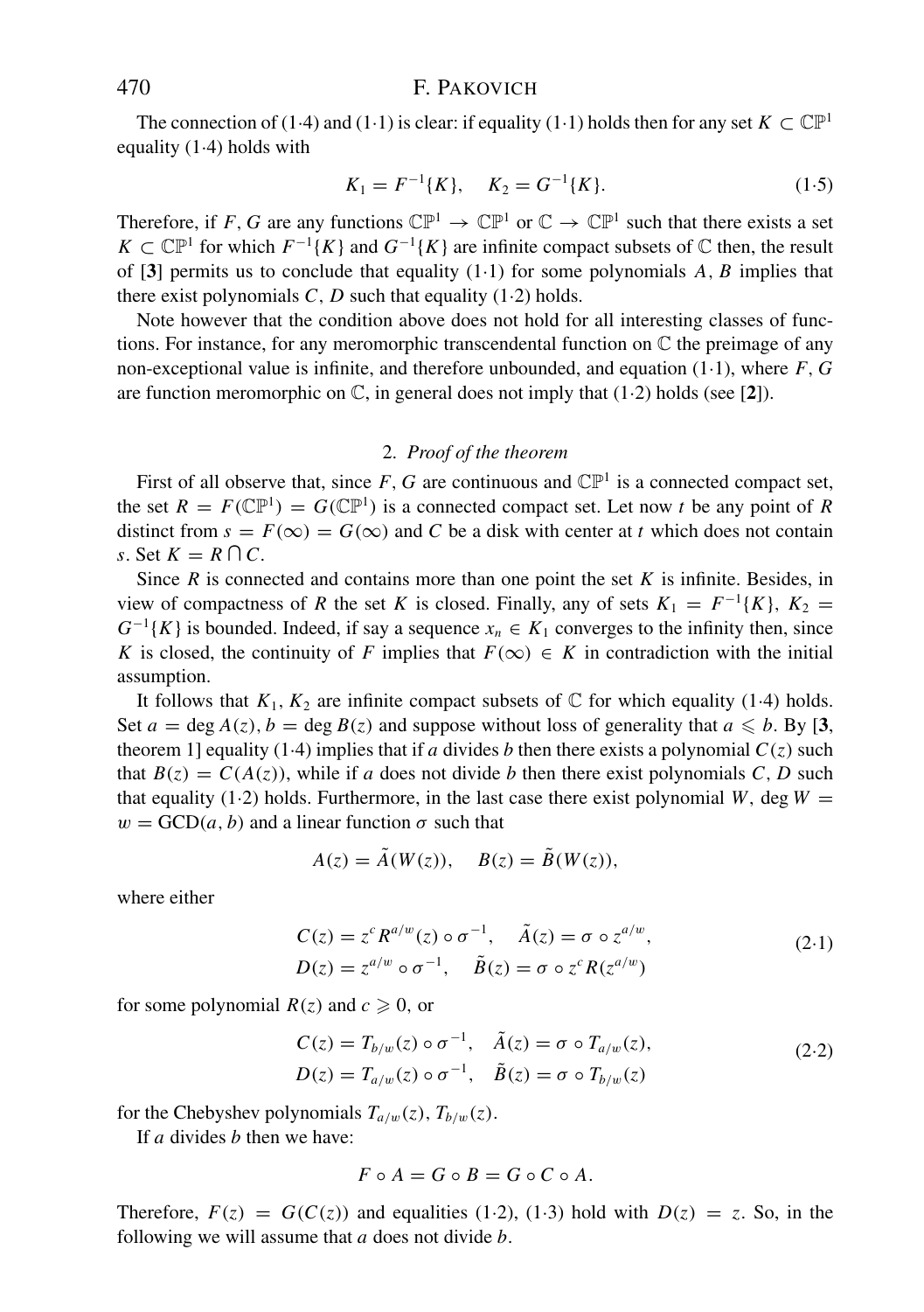The connection of (1·4) and (1·1) is clear: if equality (1·1) holds then for any set $K \subset \mathbb{CP}^1$ equality (1·4) holds with

$$K_1 = F^{-1}\{K\}, \quad K_2 = G^{-1}\{K\}. \tag{1·5}$$

Therefore, if $F$, $G$ are any functions $\mathbb{CP}^1 \to \mathbb{CP}^1$ or $\mathbb{C} \to \mathbb{CP}^1$ such that there exists a set $K \subset \mathbb{CP}^1$ for which $F^{-1}\{K\}$ and $G^{-1}\{K\}$ are infinite compact subsets of $\mathbb{C}$ then, the result of [**3**] permits us to conclude that equality (1·1) for some polynomials $A$, $B$ implies that there exist polynomials $C$, $D$ such that equality (1·2) holds.

Note however that the condition above does not hold for all interesting classes of functions. For instance, for any meromorphic transcendental function on $\mathbb{C}$ the preimage of any non-exceptional value is infinite, and therefore unbounded, and equation (1·1), where $F$, $G$ are function meromorphic on $\mathbb{C}$, in general does not imply that (1·2) holds (see [**2**]).

## 2. *Proof of the theorem*

First of all observe that, since $F$, $G$ are continuous and $\mathbb{CP}^1$ is a connected compact set, the set $R = F(\mathbb{CP}^1) = G(\mathbb{CP}^1)$ is a connected compact set. Let now $t$ be any point of $R$ distinct from $s = F(\infty) = G(\infty)$ and $C$ be a disk with center at $t$ which does not contain $s$. Set $K = R \bigcap C$.

Since $R$ is connected and contains more than one point the set $K$ is infinite. Besides, in view of compactness of $R$ the set $K$ is closed. Finally, any of sets $K_1 = F^{-1}\{K\}$, $K_2 = G^{-1}\{K\}$ is bounded. Indeed, if say a sequence $x_n \in K_1$ converges to the infinity then, since $K$ is closed, the continuity of $F$ implies that $F(\infty) \in K$ in contradiction with the initial assumption.

It follows that $K_1$, $K_2$ are infinite compact subsets of $\mathbb{C}$ for which equality (1·4) holds. Set $a = \deg A(z)$, $b = \deg B(z)$ and suppose without loss of generality that $a \leqslant b$. By [**3**, theorem 1] equality (1·4) implies that if $a$ divides $b$ then there exists a polynomial $C(z)$ such that $B(z) = C(A(z))$, while if $a$ does not divide $b$ then there exist polynomials $C$, $D$ such that equality (1·2) holds. Furthermore, in the last case there exist polynomial $W$, $\deg W = w = \mathrm{GCD}(a, b)$ and a linear function $\sigma$ such that

$$A(z) = \tilde{A}(W(z)), \quad B(z) = \tilde{B}(W(z)),$$

where either

$$\begin{aligned} C(z) &= z^c R^{a/w}(z) \circ \sigma^{-1}, \quad \tilde{A}(z) = \sigma \circ z^{a/w}, \\ D(z) &= z^{a/w} \circ \sigma^{-1}, \quad \tilde{B}(z) = \sigma \circ z^c R(z^{a/w}) \end{aligned} \tag{2·1}$$

for some polynomial $R(z)$ and $c \geqslant 0$, or

$$\begin{aligned} C(z) &= T_{b/w}(z) \circ \sigma^{-1}, \quad \tilde{A}(z) = \sigma \circ T_{a/w}(z), \\ D(z) &= T_{a/w}(z) \circ \sigma^{-1}, \quad \tilde{B}(z) = \sigma \circ T_{b/w}(z) \end{aligned} \tag{2·2}$$

for the Chebyshev polynomials $T_{a/w}(z)$, $T_{b/w}(z)$.

If $a$ divides $b$ then we have:

$$F \circ A = G \circ B = G \circ C \circ A.$$

Therefore, $F(z) = G(C(z))$ and equalities (1·2), (1·3) hold with $D(z) = z$. So, in the following we will assume that $a$ does not divide $b$.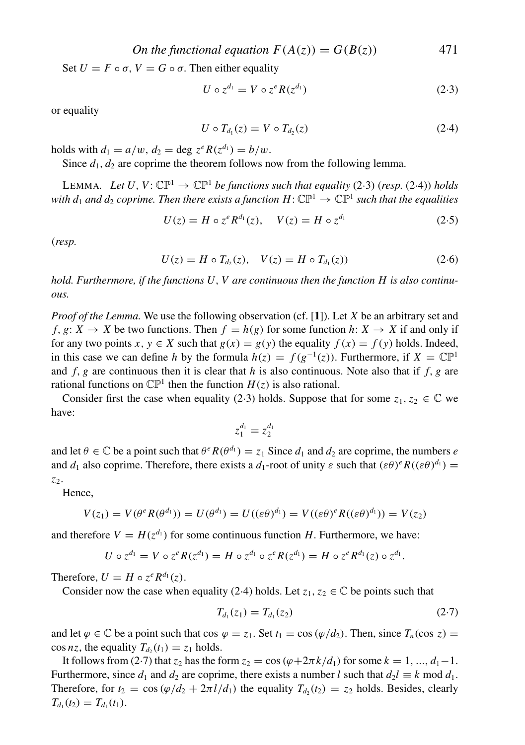Set $U = F \circ \sigma$, $V = G \circ \sigma$. Then either equality

$$U \circ z^{d_1} = V \circ z^e R(z^{d_1}) \tag{2·3}$$

or equality

$$U \circ T_{d_1}(z) = V \circ T_{d_2}(z) \tag{2·4}$$

holds with $d_1 = a/w$, $d_2 = \deg z^e R(z^{d_1}) = b/w$.

Since $d_1$, $d_2$ are coprime the theorem follows now from the following lemma.

LEMMA. *Let $U, V: \mathbb{CP}^1 \to \mathbb{CP}^1$ be functions such that equality* (2·3) (*resp.* (2·4)) *holds with $d_1$ and $d_2$ coprime. Then there exists a function $H: \mathbb{CP}^1 \to \mathbb{CP}^1$ such that the equalities*

$$U(z) = H \circ z^e R^{d_1}(z), \quad V(z) = H \circ z^{d_1} \tag{2·5}$$

(*resp.*

$$U(z) = H \circ T_{d_2}(z), \quad V(z) = H \circ T_{d_1}(z)) \tag{2·6}$$

*hold. Furthermore, if the functions $U$, $V$ are continuous then the function $H$ is also continuous.*

*Proof of the Lemma.* We use the following observation (cf. [**1**]). Let $X$ be an arbitrary set and $f, g: X \to X$ be two functions. Then $f = h(g)$ for some function $h: X \to X$ if and only if for any two points $x, y \in X$ such that $g(x) = g(y)$ the equality $f(x) = f(y)$ holds. Indeed, in this case we can define $h$ by the formula $h(z) = f(g^{-1}(z))$. Furthermore, if $X = \mathbb{CP}^1$ and $f$, $g$ are continuous then it is clear that $h$ is also continuous. Note also that if $f$, $g$ are rational functions on $\mathbb{CP}^1$ then the function $H(z)$ is also rational.

Consider first the case when equality (2·3) holds. Suppose that for some $z_1, z_2 \in \mathbb{C}$ we have:

$$z_1^{d_1} = z_2^{d_1}$$

and let $\theta \in \mathbb{C}$ be a point such that $\theta^e R(\theta^{d_1}) = z_1$ Since $d_1$ and $d_2$ are coprime, the numbers $e$ and $d_1$ also coprime. Therefore, there exists a $d_1$-root of unity $\varepsilon$ such that $(\varepsilon\theta)^e R((\varepsilon\theta)^{d_1}) = z_2$.

Hence,

$$V(z_1) = V(\theta^e R(\theta^{d_1})) = U(\theta^{d_1}) = U((\varepsilon\theta)^{d_1}) = V((\varepsilon\theta)^e R((\varepsilon\theta)^{d_1})) = V(z_2)$$

and therefore $V = H(z^{d_1})$ for some continuous function $H$. Furthermore, we have:

$$U \circ z^{d_1} = V \circ z^e R(z^{d_1}) = H \circ z^{d_1} \circ z^e R(z^{d_1}) = H \circ z^e R^{d_1}(z) \circ z^{d_1}.$$

Therefore, $U = H \circ z^e R^{d_1}(z)$.

Consider now the case when equality (2·4) holds. Let $z_1, z_2 \in \mathbb{C}$ be points such that

$$T_{d_1}(z_1) = T_{d_1}(z_2) \tag{2·7}$$

and let $\varphi \in \mathbb{C}$ be a point such that $\cos \varphi = z_1$. Set $t_1 = \cos(\varphi/d_2)$. Then, since $T_n(\cos z) = \cos nz$, the equality $T_{d_2}(t_1) = z_1$ holds.

It follows from (2·7) that $z_2$ has the form $z_2 = \cos(\varphi + 2\pi k/d_1)$ for some $k = 1, ..., d_1 - 1$. Furthermore, since $d_1$ and $d_2$ are coprime, there exists a number $l$ such that $d_2 l \equiv k \bmod d_1$. Therefore, for $t_2 = \cos(\varphi/d_2 + 2\pi l/d_1)$ the equality $T_{d_2}(t_2) = z_2$ holds. Besides, clearly $T_{d_1}(t_2) = T_{d_1}(t_1)$.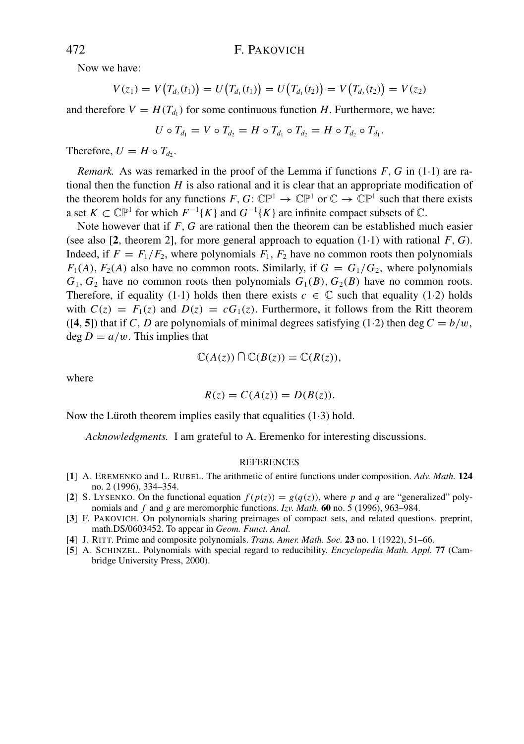Now we have:

$$V(z_1) = V\big(T_{d_2}(t_1)\big) = U\big(T_{d_1}(t_1)\big) = U\big(T_{d_1}(t_2)\big) = V\big(T_{d_2}(t_2)\big) = V(z_2)$$

and therefore $V = H(T_{d_1})$ for some continuous function $H$. Furthermore, we have:

$$U \circ T_{d_1} = V \circ T_{d_2} = H \circ T_{d_1} \circ T_{d_2} = H \circ T_{d_2} \circ T_{d_1}.$$

Therefore, $U = H \circ T_{d_2}$.

*Remark.* As was remarked in the proof of the Lemma if functions $F, G$ in (1·1) are rational then the function $H$ is also rational and it is clear that an appropriate modification of the theorem holds for any functions $F, G\colon \mathbb{CP}^1 \to \mathbb{CP}^1$ or $\mathbb{C} \to \mathbb{CP}^1$ such that there exists a set $K \subset \mathbb{CP}^1$ for which $F^{-1}\{K\}$ and $G^{-1}\{K\}$ are infinite compact subsets of $\mathbb{C}$.

Note however that if $F, G$ are rational then the theorem can be established much easier (see also [**2**, theorem 2], for more general approach to equation (1·1) with rational $F, G$). Indeed, if $F = F_1/F_2$, where polynomials $F_1, F_2$ have no common roots then polynomials $F_1(A), F_2(A)$ also have no common roots. Similarly, if $G = G_1/G_2$, where polynomials $G_1, G_2$ have no common roots then polynomials $G_1(B), G_2(B)$ have no common roots. Therefore, if equality (1·1) holds then there exists $c \in \mathbb{C}$ such that equality (1·2) holds with $C(z) = F_1(z)$ and $D(z) = cG_1(z)$. Furthermore, it follows from the Ritt theorem ([**4**, **5**]) that if $C, D$ are polynomials of minimal degrees satisfying (1·2) then $\deg C = b/w$, $\deg D = a/w$. This implies that

$$\mathbb{C}(A(z)) \bigcap \mathbb{C}(B(z)) = \mathbb{C}(R(z)),$$

where

$$R(z) = C(A(z)) = D(B(z)).$$

Now the Lüroth theorem implies easily that equalities (1·3) hold.

*Acknowledgments.* I am grateful to A. Eremenko for interesting discussions.

## REFERENCES

[**1**] A. Eremenko and L. Rubel. The arithmetic of entire functions under composition. *Adv. Math.* **124** no. 2 (1996), 334–354.

[**2**] S. Lysenko. On the functional equation $f(p(z)) = g(q(z))$, where $p$ and $q$ are "generalized" polynomials and $f$ and $g$ are meromorphic functions. *Izv. Math.* **60** no. 5 (1996), 963–984.

[**3**] F. Pakovich. On polynomials sharing preimages of compact sets, and related questions. preprint, math.DS/0603452. To appear in *Geom. Funct. Anal.*

[**4**] J. Ritt. Prime and composite polynomials. *Trans. Amer. Math. Soc.* **23** no. 1 (1922), 51–66.

[**5**] A. Schinzel. Polynomials with special regard to reducibility. *Encyclopedia Math. Appl.* **77** (Cambridge University Press, 2000).